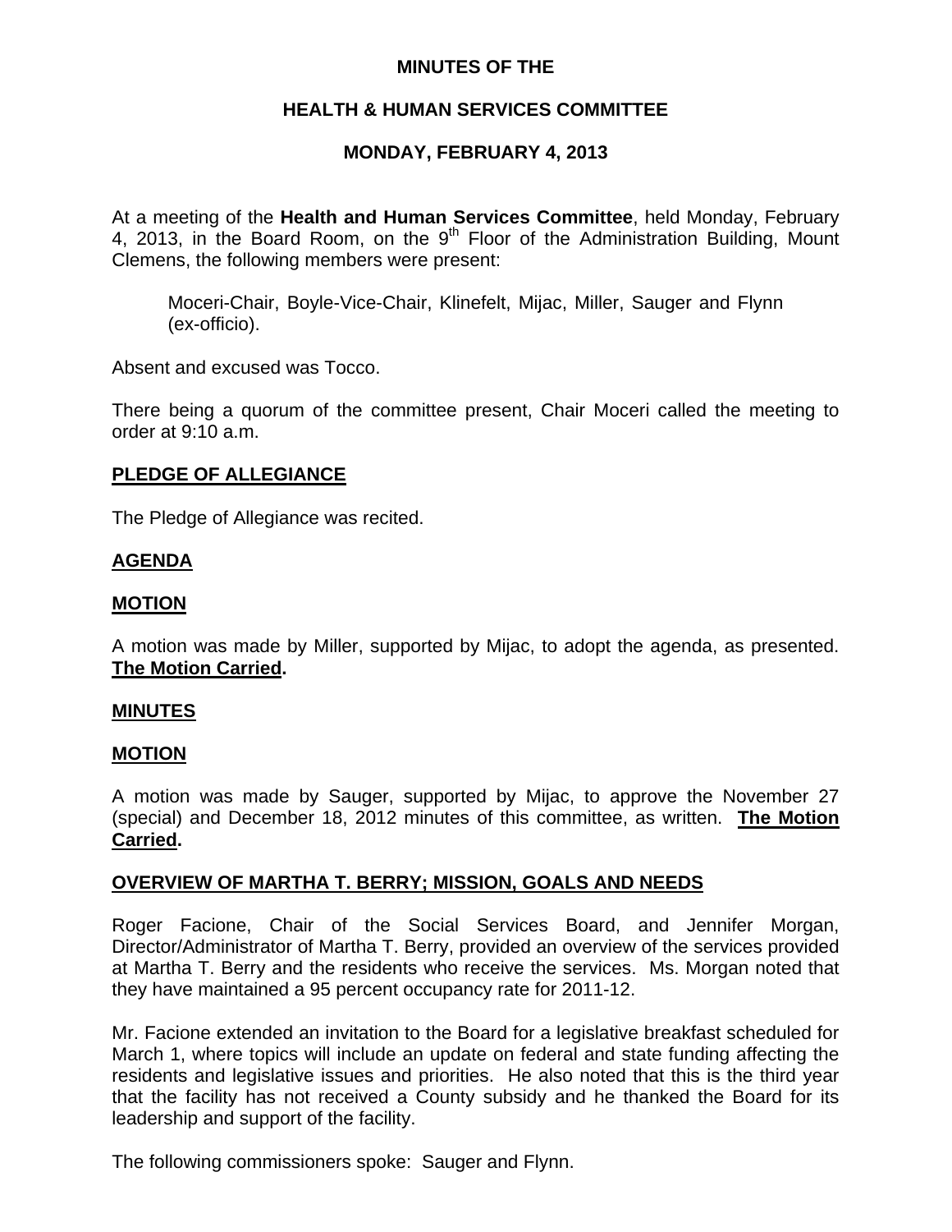# MINUTES OF THE

# HEALTH & HUMAN SERVICES COMMITTEE

# MONDAY, FEBRUARY 4, 2013

At a meeting of the **Health and Human Services Committee**, held Monday, February 4, 2013, in the Board Room, on the 9th Floor of the Administration Building, Mount Clemens, the following members were present:

Moceri-Chair, Boyle-Vice-Chair, Klinefelt, Mijac, Miller, Sauger and Flynn (ex-officio).

Absent and excused was Tocco.

There being a quorum of the committee present, Chair Moceri called the meeting to order at 9:10 a.m.

## PLEDGE OF ALLEGIANCE

The Pledge of Allegiance was recited.

## AGENDA

## MOTION

A motion was made by Miller, supported by Mijac, to adopt the agenda, as presented. **The Motion Carried.**

## MINUTES

## MOTION

A motion was made by Sauger, supported by Mijac, to approve the November 27 (special) and December 18, 2012 minutes of this committee, as written. **The Motion Carried.**

## OVERVIEW OF MARTHA T. BERRY; MISSION, GOALS AND NEEDS

Roger Facione, Chair of the Social Services Board, and Jennifer Morgan, Director/Administrator of Martha T. Berry, provided an overview of the services provided at Martha T. Berry and the residents who receive the services. Ms. Morgan noted that they have maintained a 95 percent occupancy rate for 2011-12.

Mr. Facione extended an invitation to the Board for a legislative breakfast scheduled for March 1, where topics will include an update on federal and state funding affecting the residents and legislative issues and priorities. He also noted that this is the third year that the facility has not received a County subsidy and he thanked the Board for its leadership and support of the facility.

The following commissioners spoke: Sauger and Flynn.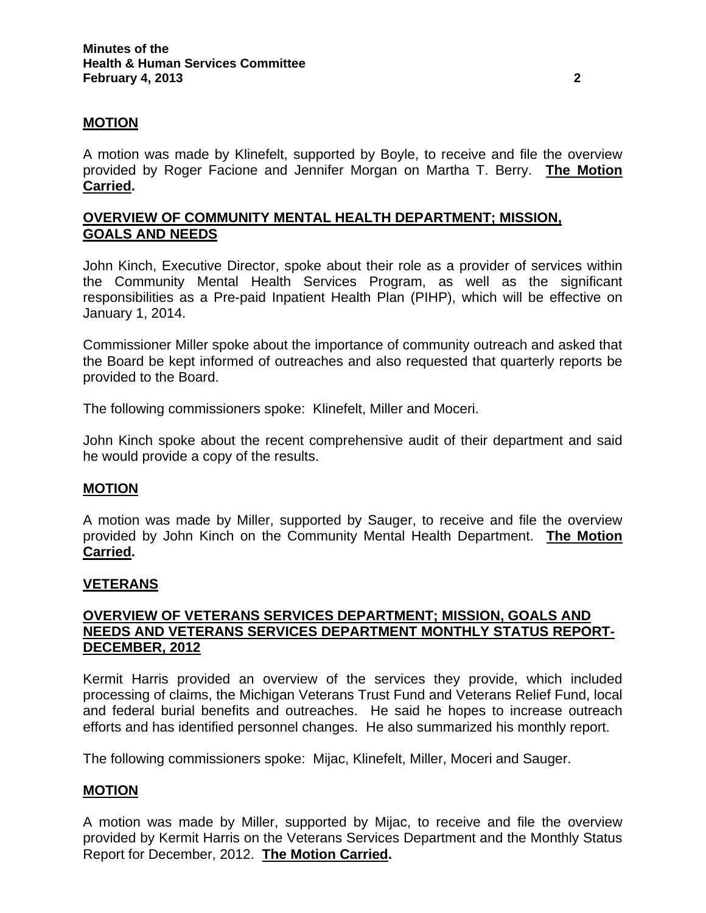## MOTION

A motion was made by Klinefelt, supported by Boyle, to receive and file the overview provided by Roger Facione and Jennifer Morgan on Martha T. Berry. **The Motion Carried.**

## OVERVIEW OF COMMUNITY MENTAL HEALTH DEPARTMENT; MISSION, GOALS AND NEEDS

John Kinch, Executive Director, spoke about their role as a provider of services within the Community Mental Health Services Program, as well as the significant responsibilities as a Pre-paid Inpatient Health Plan (PIHP), which will be effective on January 1, 2014.

Commissioner Miller spoke about the importance of community outreach and asked that the Board be kept informed of outreaches and also requested that quarterly reports be provided to the Board.

The following commissioners spoke: Klinefelt, Miller and Moceri.

John Kinch spoke about the recent comprehensive audit of their department and said he would provide a copy of the results.

## MOTION

A motion was made by Miller, supported by Sauger, to receive and file the overview provided by John Kinch on the Community Mental Health Department. **The Motion Carried.**

## VETERANS

## OVERVIEW OF VETERANS SERVICES DEPARTMENT; MISSION, GOALS AND NEEDS AND VETERANS SERVICES DEPARTMENT MONTHLY STATUS REPORT-DECEMBER, 2012

Kermit Harris provided an overview of the services they provide, which included processing of claims, the Michigan Veterans Trust Fund and Veterans Relief Fund, local and federal burial benefits and outreaches. He said he hopes to increase outreach efforts and has identified personnel changes. He also summarized his monthly report.

The following commissioners spoke: Mijac, Klinefelt, Miller, Moceri and Sauger.

## MOTION

A motion was made by Miller, supported by Mijac, to receive and file the overview provided by Kermit Harris on the Veterans Services Department and the Monthly Status Report for December, 2012. **The Motion Carried.**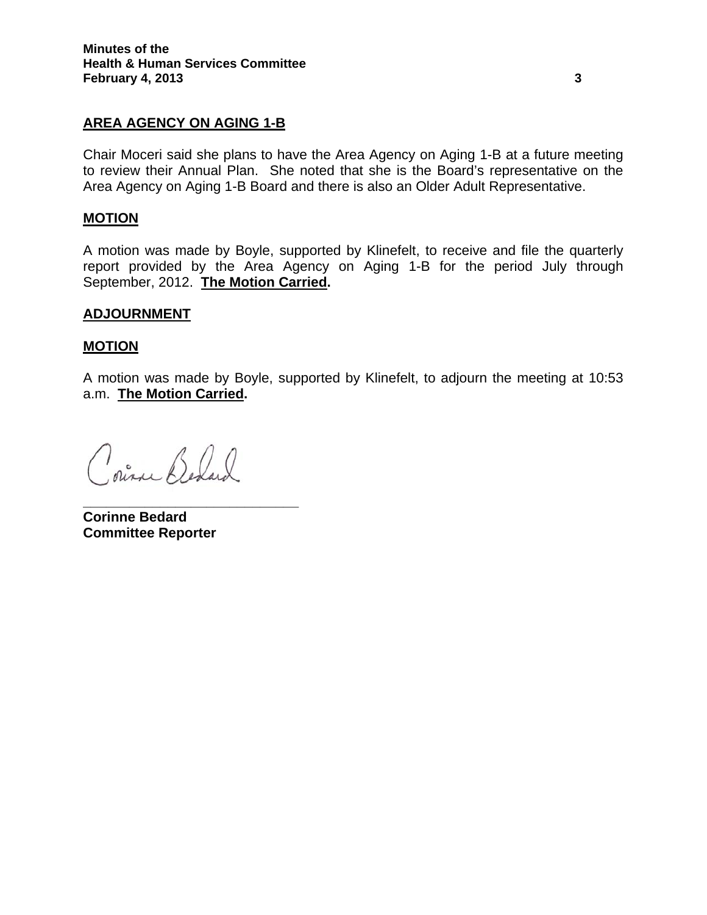## AREA AGENCY ON AGING 1-B

Chair Moceri said she plans to have the Area Agency on Aging 1-B at a future meeting to review their Annual Plan. She noted that she is the Board's representative on the Area Agency on Aging 1-B Board and there is also an Older Adult Representative.

## MOTION

A motion was made by Boyle, supported by Klinefelt, to receive and file the quarterly report provided by the Area Agency on Aging 1-B for the period July through September, 2012. **The Motion Carried.**

## ADJOURNMENT

## MOTION

A motion was made by Boyle, supported by Klinefelt, to adjourn the meeting at 10:53 a.m. **The Motion Carried.**

\_\_\_\_\_\_\_\_\_\_\_\_\_\_\_\_\_\_\_\_\_\_\_\_\_\_\_\_\_\_

**Corinne Bedard**
**Committee Reporter**